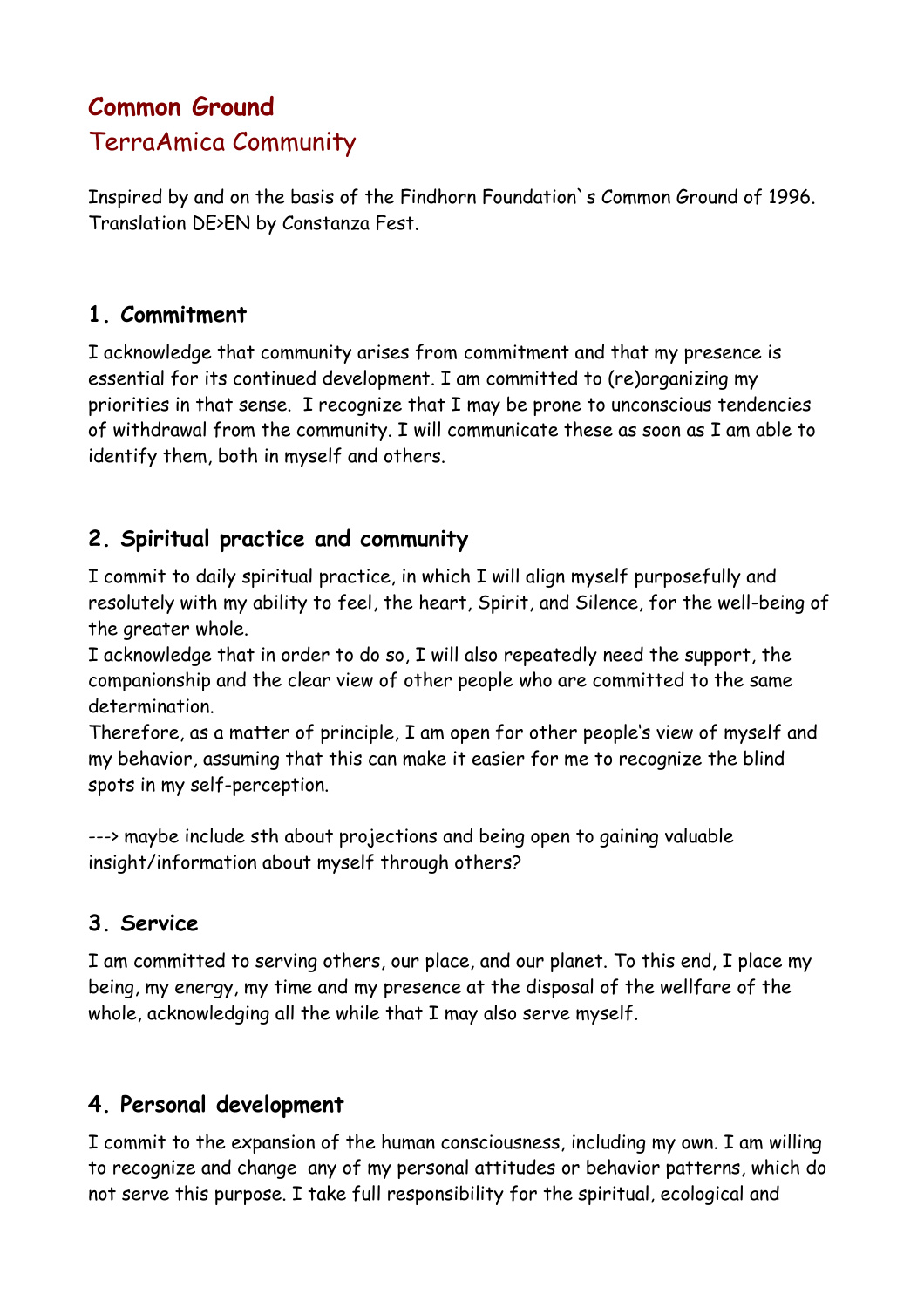# Common Ground

## TerraAmica Community

Inspired by and on the basis of the Findhorn Foundation`s Common Ground of 1996. Translation DE>EN by Constanza Fest.

### 1. Commitment

I acknowledge that community arises from commitment and that my presence is essential for its continued development. I am committed to (re)organizing my priorities in that sense. I recognize that I may be prone to unconscious tendencies of withdrawal from the community. I will communicate these as soon as I am able to identify them, both in myself and others.

### 2. Spiritual practice and community

I commit to daily spiritual practice, in which I will align myself purposefully and resolutely with my ability to feel, the heart, Spirit, and Silence, for the well-being of the greater whole.

I acknowledge that in order to do so, I will also repeatedly need the support, the companionship and the clear view of other people who are committed to the same determination.

Therefore, as a matter of principle, I am open for other people's view of myself and my behavior, assuming that this can make it easier for me to recognize the blind spots in my self-perception.

---> maybe include sth about projections and being open to gaining valuable insight/information about myself through others?

### 3. Service

I am committed to serving others, our place, and our planet. To this end, I place my being, my energy, my time and my presence at the disposal of the wellfare of the whole, acknowledging all the while that I may also serve myself.

### 4. Personal development

I commit to the expansion of the human consciousness, including my own. I am willing to recognize and change any of my personal attitudes or behavior patterns, which do not serve this purpose. I take full responsibility for the spiritual, ecological and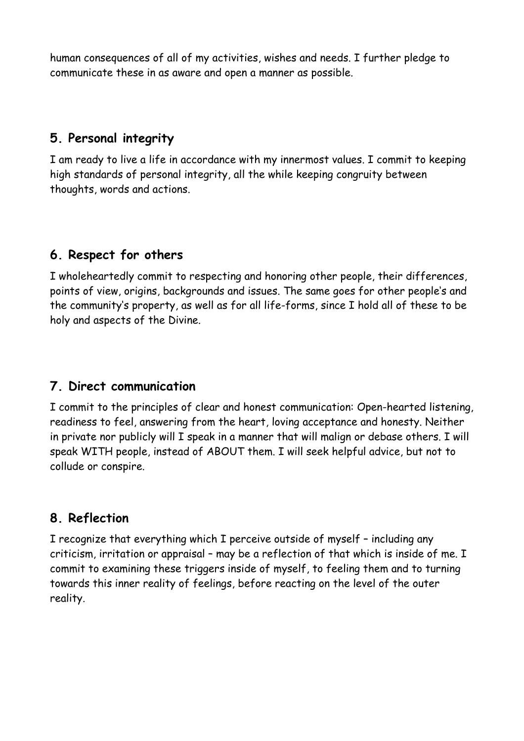human consequences of all of my activities, wishes and needs. I further pledge to communicate these in as aware and open a manner as possible.

## 5. Personal integrity

I am ready to live a life in accordance with my innermost values. I commit to keeping high standards of personal integrity, all the while keeping congruity between thoughts, words and actions.

## 6. Respect for others

I wholeheartedly commit to respecting and honoring other people, their differences, points of view, origins, backgrounds and issues. The same goes for other people's and the community's property, as well as for all life-forms, since I hold all of these to be holy and aspects of the Divine.

## 7. Direct communication

I commit to the principles of clear and honest communication: Open-hearted listening, readiness to feel, answering from the heart, loving acceptance and honesty. Neither in private nor publicly will I speak in a manner that will malign or debase others. I will speak WITH people, instead of ABOUT them. I will seek helpful advice, but not to collude or conspire.

## 8. Reflection

I recognize that everything which I perceive outside of myself – including any criticism, irritation or appraisal – may be a reflection of that which is inside of me. I commit to examining these triggers inside of myself, to feeling them and to turning towards this inner reality of feelings, before reacting on the level of the outer reality.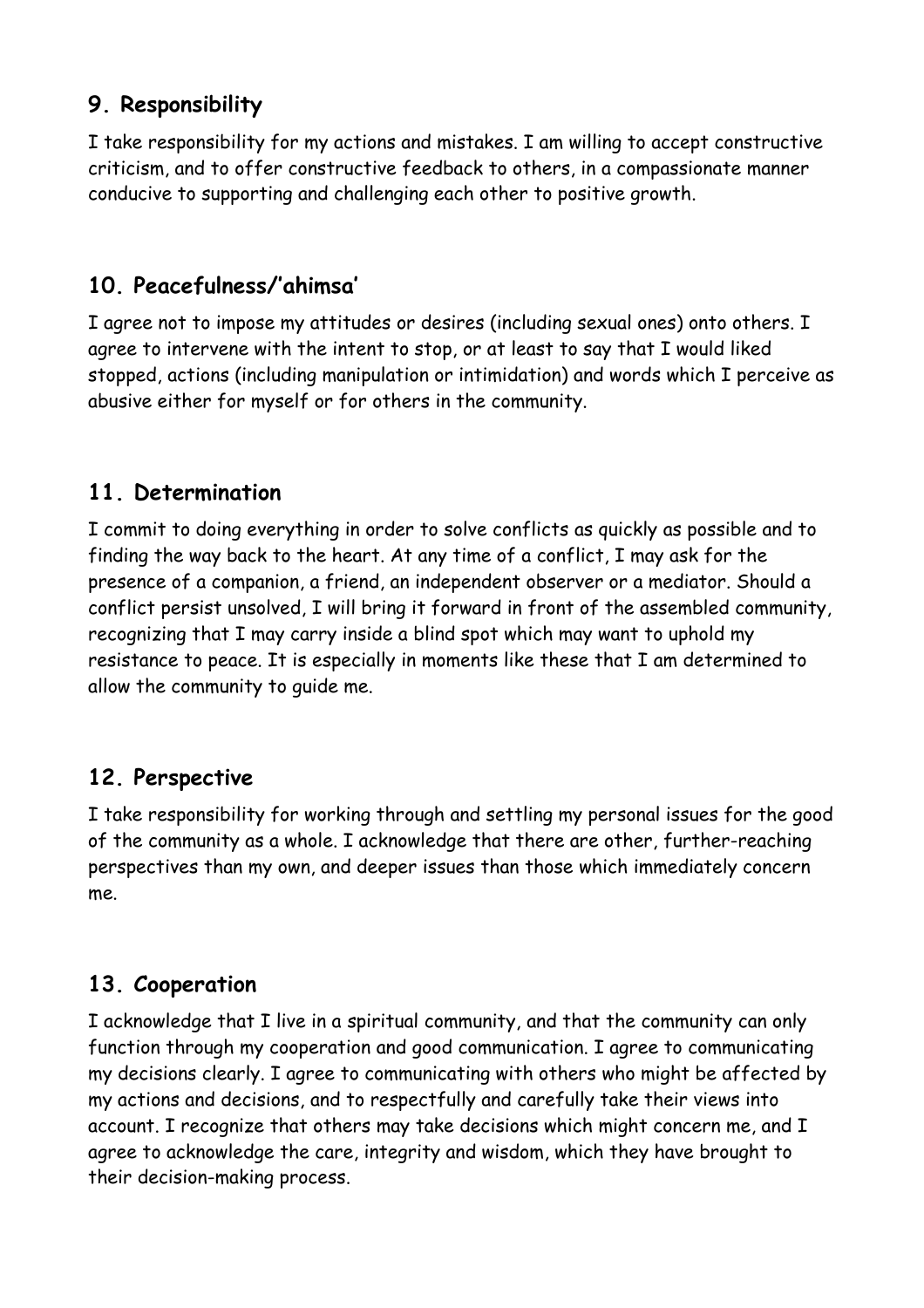## 9. Responsibility

I take responsibility for my actions and mistakes. I am willing to accept constructive criticism, and to offer constructive feedback to others, in a compassionate manner conducive to supporting and challenging each other to positive growth.

## 10. Peacefulness/'ahimsa'

I agree not to impose my attitudes or desires (including sexual ones) onto others. I agree to intervene with the intent to stop, or at least to say that I would liked stopped, actions (including manipulation or intimidation) and words which I perceive as abusive either for myself or for others in the community.

## 11. Determination

I commit to doing everything in order to solve conflicts as quickly as possible and to finding the way back to the heart. At any time of a conflict, I may ask for the presence of a companion, a friend, an independent observer or a mediator. Should a conflict persist unsolved, I will bring it forward in front of the assembled community, recognizing that I may carry inside a blind spot which may want to uphold my resistance to peace. It is especially in moments like these that I am determined to allow the community to guide me.

## 12. Perspective

I take responsibility for working through and settling my personal issues for the good of the community as a whole. I acknowledge that there are other, further-reaching perspectives than my own, and deeper issues than those which immediately concern me.

## 13. Cooperation

I acknowledge that I live in a spiritual community, and that the community can only function through my cooperation and good communication. I agree to communicating my decisions clearly. I agree to communicating with others who might be affected by my actions and decisions, and to respectfully and carefully take their views into account. I recognize that others may take decisions which might concern me, and I agree to acknowledge the care, integrity and wisdom, which they have brought to their decision-making process.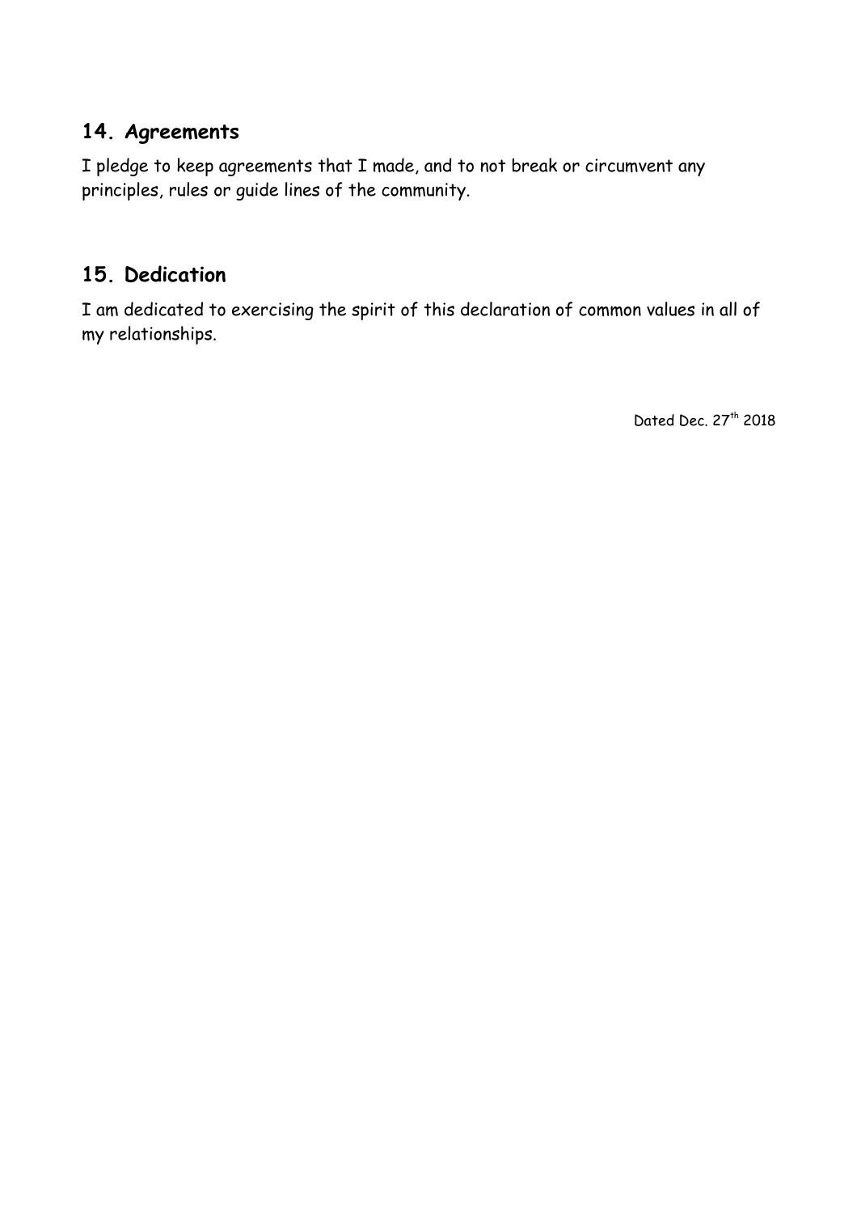## 14. Agreements

I pledge to keep agreements that I made, and to not break or circumvent any principles, rules or guide lines of the community.

## 15. Dedication

I am dedicated to exercising the spirit of this declaration of common values in all of my relationships.

Dated Dec. 27th 2018